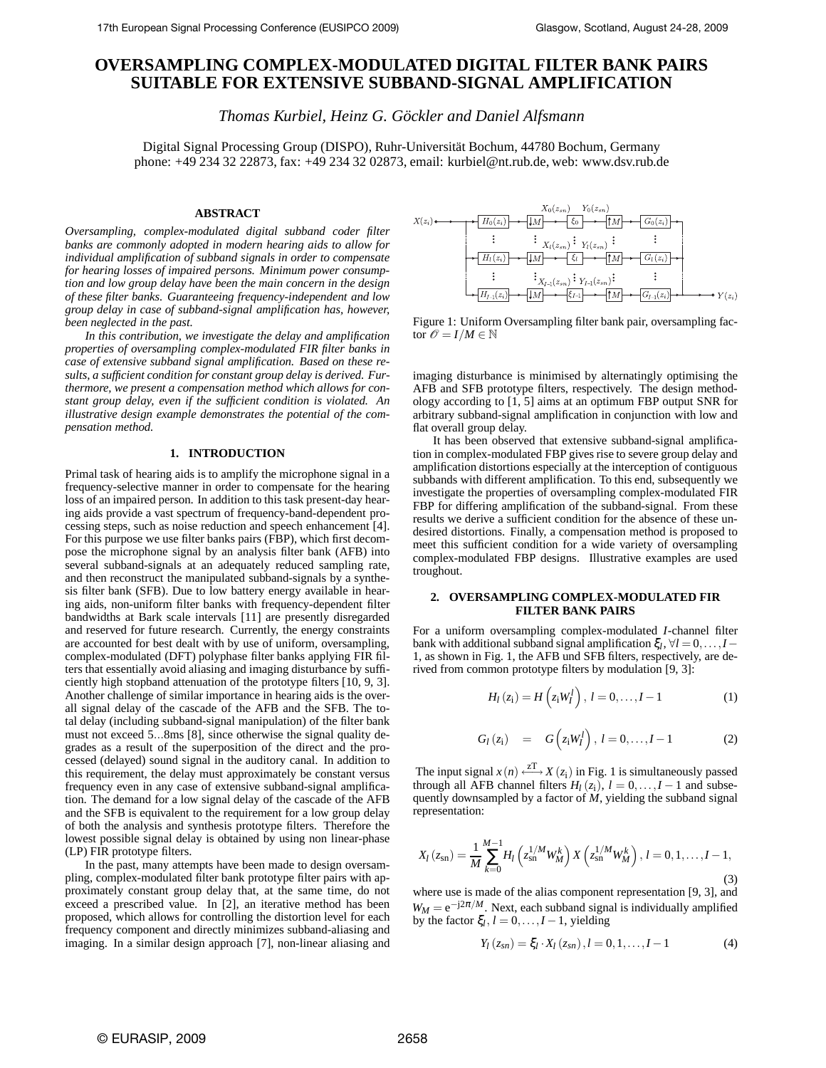# OVERSAMPLING COMPLEX-MODULATED DIGITAL FILTER BANK PAIRS SUITABLE FOR EXTENSIVE SUBBAND-SIGNAL AMPLIFICATION

*Thomas Kurbiel, Heinz G. Göckler and Daniel Alfsmann*

Digital Signal Processing Group (DISPO), Ruhr-Universität Bochum, 44780 Bochum, Germany
phone: +49 234 32 22873, fax: +49 234 32 02873, email: kurbiel@nt.rub.de, web: www.dsv.rub.de

### ABSTRACT

*Oversampling, complex-modulated digital subband coder filter banks are commonly adopted in modern hearing aids to allow for individual amplification of subband signals in order to compensate for hearing losses of impaired persons. Minimum power consumption and low group delay have been the main concern in the design of these filter banks. Guaranteeing frequency-independent and low group delay in case of subband-signal amplification has, however, been neglected in the past.*

*In this contribution, we investigate the delay and amplification properties of oversampling complex-modulated FIR filter banks in case of extensive subband signal amplification. Based on these results, a sufficient condition for constant group delay is derived. Furthermore, we present a compensation method which allows for constant group delay, even if the sufficient condition is violated. An illustrative design example demonstrates the potential of the compensation method.*

## 1. INTRODUCTION

Primal task of hearing aids is to amplify the microphone signal in a frequency-selective manner in order to compensate for the hearing loss of an impaired person. In addition to this task present-day hearing aids provide a vast spectrum of frequency-band-dependent processing steps, such as noise reduction and speech enhancement [4]. For this purpose we use filter banks pairs (FBP), which first decompose the microphone signal by an analysis filter bank (AFB) into several subband-signals at an adequately reduced sampling rate, and then reconstruct the manipulated subband-signals by a synthesis filter bank (SFB). Due to low battery energy available in hearing aids, non-uniform filter banks with frequency-dependent filter bandwidths at Bark scale intervals [11] are presently disregarded and reserved for future research. Currently, the energy constraints are accounted for best dealt with by use of uniform, oversampling, complex-modulated (DFT) polyphase filter banks applying FIR filters that essentially avoid aliasing and imaging disturbance by sufficiently high stopband attenuation of the prototype filters [10, 9, 3]. Another challenge of similar importance in hearing aids is the overall signal delay of the cascade of the AFB and the SFB. The total delay (including subband-signal manipulation) of the filter bank must not exceed 5...8ms [8], since otherwise the signal quality degrades as a result of the superposition of the direct and the processed (delayed) sound signal in the auditory canal. In addition to this requirement, the delay must approximately be constant versus frequency even in any case of extensive subband-signal amplification. The demand for a low signal delay of the cascade of the AFB and the SFB is equivalent to the requirement for a low group delay of both the analysis and synthesis prototype filters. Therefore the lowest possible signal delay is obtained by using non linear-phase (LP) FIR prototype filters.

In the past, many attempts have been made to design oversampling, complex-modulated filter bank prototype filter pairs with approximately constant group delay that, at the same time, do not exceed a prescribed value. In [2], an iterative method has been proposed, which allows for controlling the distortion level for each frequency component and directly minimizes subband-aliasing and imaging. In a similar design approach [7], non-linear aliasing and imaging disturbance is minimised by alternatingly optimising the AFB and SFB prototype filters, respectively. The design methodology according to [1, 5] aims at an optimum FBP output SNR for arbitrary subband-signal amplification in conjunction with low and flat overall group delay.

Figure 1: Uniform Oversampling filter bank pair, oversampling factor $\mathscr{O} = I/M \in \mathbb{N}$

It has been observed that extensive subband-signal amplification in complex-modulated FBP gives rise to severe group delay and amplification distortions especially at the interception of contiguous subbands with different amplification. To this end, subsequently we investigate the properties of oversampling complex-modulated FIR FBP for differing amplification of the subband-signal. From these results we derive a sufficient condition for the absence of these undesired distortions. Finally, a compensation method is proposed to meet this sufficient condition for a wide variety of oversampling complex-modulated FBP designs. Illustrative examples are used troughout.

## 2. OVERSAMPLING COMPLEX-MODULATED FIR FILTER BANK PAIRS

For a uniform oversampling complex-modulated $I$-channel filter bank with additional subband signal amplification $\xi_l, \forall l = 0,\dots,I-1$, as shown in Fig. 1, the AFB und SFB filters, respectively, are derived from common prototype filters by modulation [9, 3]:

$$H_l(z_\text{i}) = H\left(z_\text{i} W_I^l\right),\ l = 0,\dots,I-1 \tag{1}$$

$$G_l(z_\text{i}) \quad = \quad G\left(z_\text{i} W_I^l\right),\ l = 0,\dots,I-1 \tag{2}$$

The input signal $x(n) \overset{\text{zT}}{\longleftrightarrow} X(z_\text{i})$ in Fig. 1 is simultaneously passed through all AFB channel filters $H_l(z_\text{i})$, $l = 0,\dots,I-1$ and subsequently downsampled by a factor of $M$, yielding the subband signal representation:

$$X_l(z_\text{sn}) = \frac{1}{M}\sum_{k=0}^{M-1} H_l\left(z_\text{sn}^{1/M} W_M^k\right) X\left(z_\text{sn}^{1/M} W_M^k\right),\ l = 0,1,\dots,I-1, \tag{3}$$

where use is made of the alias component representation [9, 3], and $W_M = \mathrm{e}^{-\mathrm{j}2\pi/M}$. Next, each subband signal is individually amplified by the factor $\xi_l$, $l = 0,\dots,I-1$, yielding

$$Y_l(z_{sn}) = \xi_l \cdot X_l(z_{sn}),\ l = 0,1,\dots,I-1 \tag{4}$$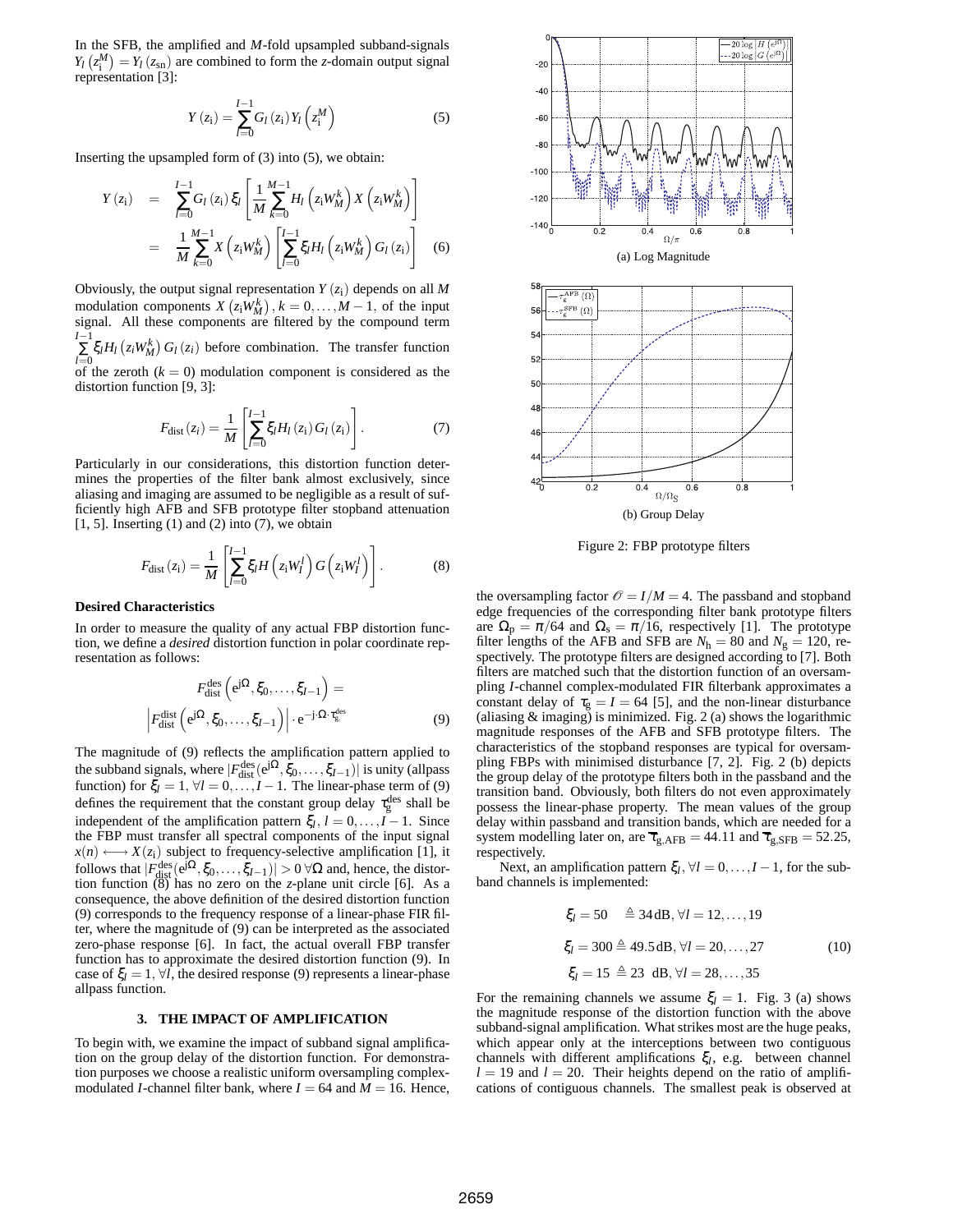In the SFB, the amplified and $M$-fold upsampled subband-signals $Y_l\left(z_{\mathrm{i}}^{M}\right) = Y_l\left(z_{\mathrm{sn}}\right)$ are combined to form the $z$-domain output signal representation [3]:

$$Y\left(z_{\mathrm{i}}\right) = \sum_{l=0}^{I-1} G_l\left(z_{\mathrm{i}}\right) Y_l\left(z_{\mathrm{i}}^{M}\right) \tag{5}$$

Inserting the upsampled form of (3) into (5), we obtain:

$$\begin{aligned} Y\left(z_{\mathrm{i}}\right) &= \sum_{l=0}^{I-1} G_l\left(z_{\mathrm{i}}\right) \xi_l \left[\frac{1}{M}\sum_{k=0}^{M-1} H_l\left(z_{\mathrm{i}} W_M^k\right) X\left(z_{\mathrm{i}} W_M^k\right)\right] \\ &= \frac{1}{M}\sum_{k=0}^{M-1} X\left(z_{\mathrm{i}} W_M^k\right)\left[\sum_{l=0}^{I-1} \xi_l H_l\left(z_{\mathrm{i}} W_M^k\right) G_l\left(z_{\mathrm{i}}\right)\right] \end{aligned} \tag{6}$$

Obviously, the output signal representation $Y\left(z_{\mathrm{i}}\right)$ depends on all $M$ modulation components $X\left(z_{\mathrm{i}} W_M^k\right), k = 0, \ldots, M-1$, of the input signal. All these components are filtered by the compound term $\sum_{l=0}^{I-1} \xi_l H_l\left(z_{\mathrm{i}} W_M^k\right) G_l\left(z_{\mathrm{i}}\right)$ before combination. The transfer function of the zeroth ($k = 0$) modulation component is considered as the distortion function [9, 3]:

$$F_{\mathrm{dist}}\left(z_i\right) = \frac{1}{M}\left[\sum_{l=0}^{I-1} \xi_l H_l\left(z_{\mathrm{i}}\right) G_l\left(z_{\mathrm{i}}\right)\right]. \tag{7}$$

Particularly in our considerations, this distortion function determines the properties of the filter bank almost exclusively, since aliasing and imaging are assumed to be negligible as a result of sufficiently high AFB and SFB prototype filter stopband attenuation [1, 5]. Inserting (1) and (2) into (7), we obtain

$$F_{\mathrm{dist}}\left(z_{\mathrm{i}}\right) = \frac{1}{M}\left[\sum_{l=0}^{I-1} \xi_l H\left(z_{\mathrm{i}} W_I^l\right) G\left(z_{\mathrm{i}} W_I^l\right)\right]. \tag{8}$$

**Desired Characteristics**

In order to measure the quality of any actual FBP distortion function, we define a *desired* distortion function in polar coordinate representation as follows:

$$\begin{aligned} &F_{\mathrm{dist}}^{\mathrm{des}}\left(\mathrm{e}^{\mathrm{j}\Omega}, \xi_0, \ldots, \xi_{I-1}\right) = \\ &\left|F_{\mathrm{dist}}^{\mathrm{dist}}\left(\mathrm{e}^{\mathrm{j}\Omega}, \xi_0, \ldots, \xi_{I-1}\right)\right| \cdot \mathrm{e}^{-\mathrm{j}\cdot\Omega\cdot\tau_{\mathrm{g}}^{\mathrm{des}}} \end{aligned} \tag{9}$$

The magnitude of (9) reflects the amplification pattern applied to the subband signals, where $|F_{\mathrm{dist}}^{\mathrm{des}}(\mathrm{e}^{\mathrm{j}\Omega}, \xi_0, \ldots, \xi_{I-1})|$ is unity (allpass function) for $\xi_l = 1,\ \forall l = 0, \ldots, I-1$. The linear-phase term of (9) defines the requirement that the constant group delay $\tau_{\mathrm{g}}^{\mathrm{des}}$ shall be independent of the amplification pattern $\xi_l,\ l = 0, \ldots, I-1$. Since the FBP must transfer all spectral components of the input signal $x(n) \longleftrightarrow X(z_{\mathrm{i}})$ subject to frequency-selective amplification [1], it follows that $|F_{\mathrm{dist}}^{\mathrm{des}}(\mathrm{e}^{\mathrm{j}\Omega}, \xi_0, \ldots, \xi_{I-1})| > 0\ \forall\Omega$ and, hence, the distortion function (8) has no zero on the $z$-plane unit circle [6]. As a consequence, the above definition of the desired distortion function (9) corresponds to the frequency response of a linear-phase FIR filter, where the magnitude of (9) can be interpreted as the associated zero-phase response [6]. In fact, the actual overall FBP transfer function has to approximate the desired distortion function (9). In case of $\xi_l = 1, \forall l$, the desired response (9) represents a linear-phase allpass function.

## 3. THE IMPACT OF AMPLIFICATION

To begin with, we examine the impact of subband signal amplification on the group delay of the distortion function. For demonstration purposes we choose a realistic uniform oversampling complex-modulated $I$-channel filter bank, where $I = 64$ and $M = 16$. Hence, the oversampling factor $\mathscr{O} = I/M = 4$. The passband and stopband edge frequencies of the corresponding filter bank prototype filters are $\Omega_{\mathrm{p}} = \pi/64$ and $\Omega_{\mathrm{s}} = \pi/16$, respectively [1]. The prototype filter lengths of the AFB and SFB are $N_{\mathrm{h}} = 80$ and $N_{\mathrm{g}} = 120$, respectively. The prototype filters are designed according to [7]. Both filters are matched such that the distortion function of an oversampling $I$-channel complex-modulated FIR filterbank approximates a constant delay of $\tau_{\mathrm{g}} = I = 64$ [5], and the non-linear disturbance (aliasing & imaging) is minimized. Fig. 2 (a) shows the logarithmic magnitude responses of the AFB and SFB prototype filters. The characteristics of the stopband responses are typical for oversampling FBPs with minimised disturbance [7, 2]. Fig. 2 (b) depicts the group delay of the prototype filters both in the passband and the transition band. Obviously, both filters do not even approximately possess the linear-phase property. The mean values of the group delay within passband and transition bands, which are needed for a system modelling later on, are $\overline{\tau}_{\mathrm{g,AFB}} = 44.11$ and $\overline{\tau}_{\mathrm{g,SFB}} = 52.25$, respectively.

(a) Log Magnitude

(b) Group Delay

Figure 2: FBP prototype filters

Next, an amplification pattern $\xi_l, \forall l = 0, \ldots, I-1$, for the subband channels is implemented:

$$\begin{aligned} \xi_l &= 50 \quad \triangleq 34\,\mathrm{dB}, \forall l = 12, \ldots, 19 \\ \xi_l &= 300 \triangleq 49.5\,\mathrm{dB}, \forall l = 20, \ldots, 27 \\ \xi_l &= 15 \quad \triangleq 23\ \ \mathrm{dB}, \forall l = 28, \ldots, 35 \end{aligned} \tag{10}$$

For the remaining channels we assume $\xi_l = 1$. Fig. 3 (a) shows the magnitude response of the distortion function with the above subband-signal amplification. What strikes most are the huge peaks, which appear only at the interceptions between two contiguous channels with different amplifications $\xi_l$, e.g. between channel $l = 19$ and $l = 20$. Their heights depend on the ratio of amplifications of contiguous channels. The smallest peak is observed at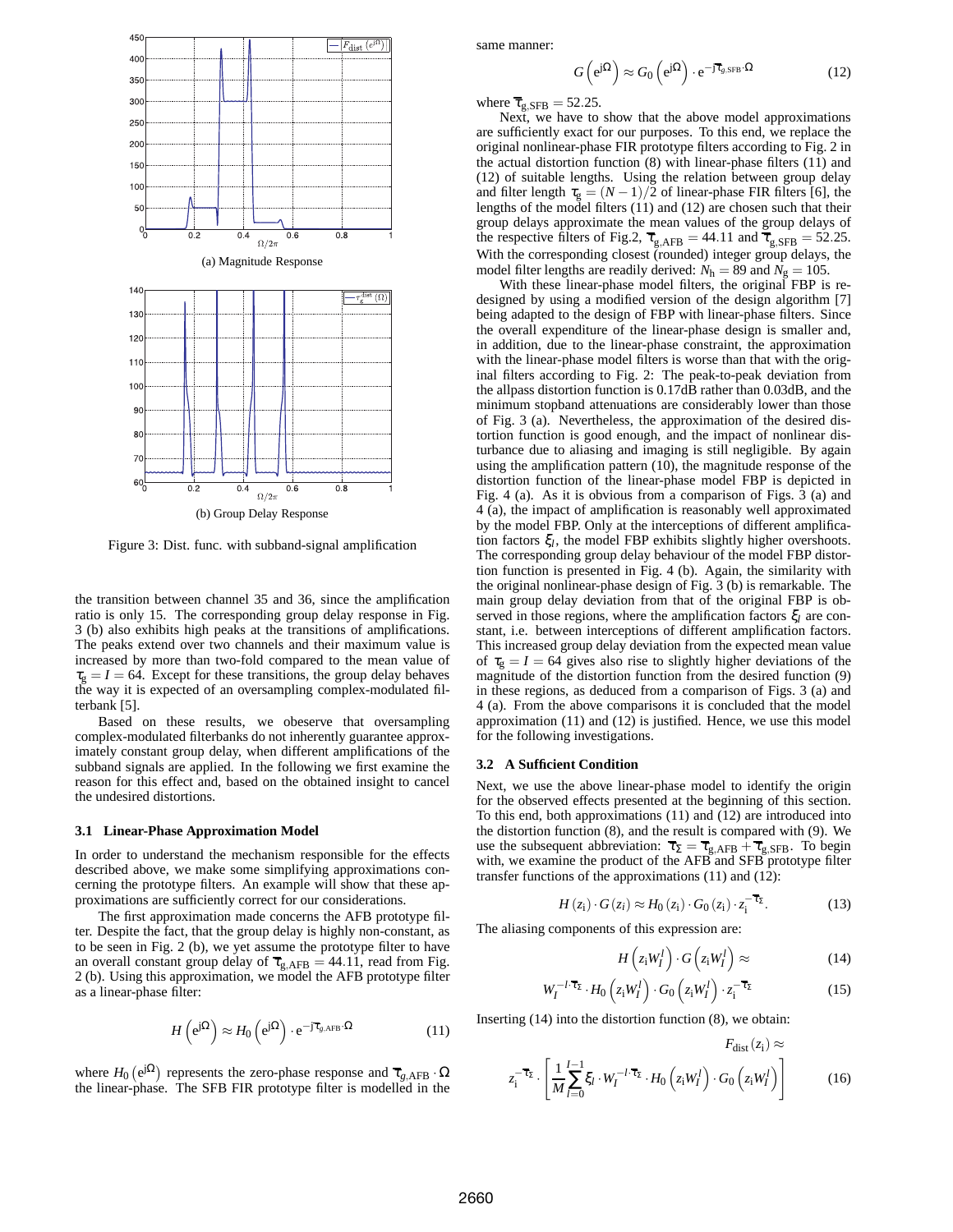(a) Magnitude Response

(b) Group Delay Response

Figure 3: Dist. func. with subband-signal amplification

the transition between channel 35 and 36, since the amplification ratio is only 15. The corresponding group delay response in Fig. 3 (b) also exhibits high peaks at the transitions of amplifications. The peaks extend over two channels and their maximum value is increased by more than two-fold compared to the mean value of $\tau_g = I = 64$. Except for these transitions, the group delay behaves the way it is expected of an oversampling complex-modulated filterbank [5].

Based on these results, we obeserve that oversampling complex-modulated filterbanks do not inherently guarantee approximately constant group delay, when different amplifications of the subband signals are applied. In the following we first examine the reason for this effect and, based on the obtained insight to cancel the undesired distortions.

### 3.1 Linear-Phase Approximation Model

In order to understand the mechanism responsible for the effects described above, we make some simplifying approximations concerning the prototype filters. An example will show that these approximations are sufficiently correct for our considerations.

The first approximation made concerns the AFB prototype filter. Despite the fact, that the group delay is highly non-constant, as to be seen in Fig. 2 (b), we yet assume the prototype filter to have an overall constant group delay of $\overline{\tau}_{g,\text{AFB}} = 44.11$, read from Fig. 2 (b). Using this approximation, we model the AFB prototype filter as a linear-phase filter:

$$H\left(e^{j\Omega}\right) \approx H_0\left(e^{j\Omega}\right) \cdot e^{-j\overline{\tau}_{g,\text{AFB}} \cdot \Omega} \qquad (11)$$

where $H_0\left(e^{j\Omega}\right)$ represents the zero-phase response and $\overline{\tau}_{g,\text{AFB}} \cdot \Omega$ the linear-phase. The SFB FIR prototype filter is modelled in the same manner:

$$G\left(e^{j\Omega}\right) \approx G_0\left(e^{j\Omega}\right) \cdot e^{-j\overline{\tau}_{g,\text{SFB}} \cdot \Omega} \qquad (12)$$

where $\overline{\tau}_{g,\text{SFB}} = 52.25$.

Next, we have to show that the above model approximations are sufficiently exact for our purposes. To this end, we replace the original nonlinear-phase FIR prototype filters according to Fig. 2 in the actual distortion function (8) with linear-phase filters (11) and (12) of suitable lengths. Using the relation between group delay and filter length $\tau_g = (N-1)/2$ of linear-phase FIR filters [6], the lengths of the model filters (11) and (12) are chosen such that their group delays approximate the mean values of the group delays of the respective filters of Fig.2, $\overline{\tau}_{g,\text{AFB}} = 44.11$ and $\overline{\tau}_{g,\text{SFB}} = 52.25$. With the corresponding closest (rounded) integer group delays, the model filter lengths are readily derived: $N_h = 89$ and $N_g = 105$.

With these linear-phase model filters, the original FBP is redesigned by using a modified version of the design algorithm [7] being adapted to the design of FBP with linear-phase filters. Since the overall expenditure of the linear-phase design is smaller and, in addition, due to the linear-phase constraint, the approximation with the linear-phase model filters is worse than that with the original filters according to Fig. 2: The peak-to-peak deviation from the allpass distortion function is 0.17dB rather than 0.03dB, and the minimum stopband attenuations are considerably lower than those of Fig. 3 (a). Nevertheless, the approximation of the desired distortion function is good enough, and the impact of nonlinear disturbance due to aliasing and imaging is still negligible. By again using the amplification pattern (10), the magnitude response of the distortion function of the linear-phase model FBP is depicted in Fig. 4 (a). As it is obvious from a comparison of Figs. 3 (a) and 4 (a), the impact of amplification is reasonably well approximated by the model FBP. Only at the interceptions of different amplification factors $\xi_l$, the model FBP exhibits slightly higher overshoots. The corresponding group delay behaviour of the model FBP distortion function is presented in Fig. 4 (b). Again, the similarity with the original nonlinear-phase design of Fig. 3 (b) is remarkable. The main group delay deviation from that of the original FBP is observed in those regions, where the amplification factors $\xi_l$ are constant, i.e. between interceptions of different amplification factors. This increased group delay deviation from the expected mean value of $\tau_g = I = 64$ gives also rise to slightly higher deviations of the magnitude of the distortion function from the desired function (9) in these regions, as deduced from a comparison of Figs. 3 (a) and 4 (a). From the above comparisons it is concluded that the model approximation (11) and (12) is justified. Hence, we use this model for the following investigations.

### 3.2 A Sufficient Condition

Next, we use the above linear-phase model to identify the origin for the observed effects presented at the beginning of this section. To this end, both approximations (11) and (12) are introduced into the distortion function (8), and the result is compared with (9). We use the subsequent abbreviation: $\overline{\tau}_\Sigma = \overline{\tau}_{g,\text{AFB}} + \overline{\tau}_{g,\text{SFB}}$. To begin with, we examine the product of the AFB and SFB prototype filter transfer functions of the approximations (11) and (12):

$$H(z_i) \cdot G(z_i) \approx H_0(z_i) \cdot G_0(z_i) \cdot z_i^{-\overline{\tau}_\Sigma}. \qquad (13)$$

The aliasing components of this expression are:

$$H\left(z_i W_I^l\right) \cdot G\left(z_i W_I^l\right) \approx \qquad (14)$$

$$W_I^{-l \cdot \overline{\tau}_\Sigma} \cdot H_0\left(z_i W_I^l\right) \cdot G_0\left(z_i W_I^l\right) \cdot z_i^{-\overline{\tau}_\Sigma} \qquad (15)$$

Inserting (14) into the distortion function (8), we obtain:

$$F_{\text{dist}}(z_i) \approx$$

$$z_i^{-\overline{\tau}_\Sigma} \cdot \left[\frac{1}{M}\sum_{l=0}^{I-1} \xi_l \cdot W_I^{-l \cdot \overline{\tau}_\Sigma} \cdot H_0\left(z_i W_I^l\right) \cdot G_0\left(z_i W_I^l\right)\right] \qquad (16)$$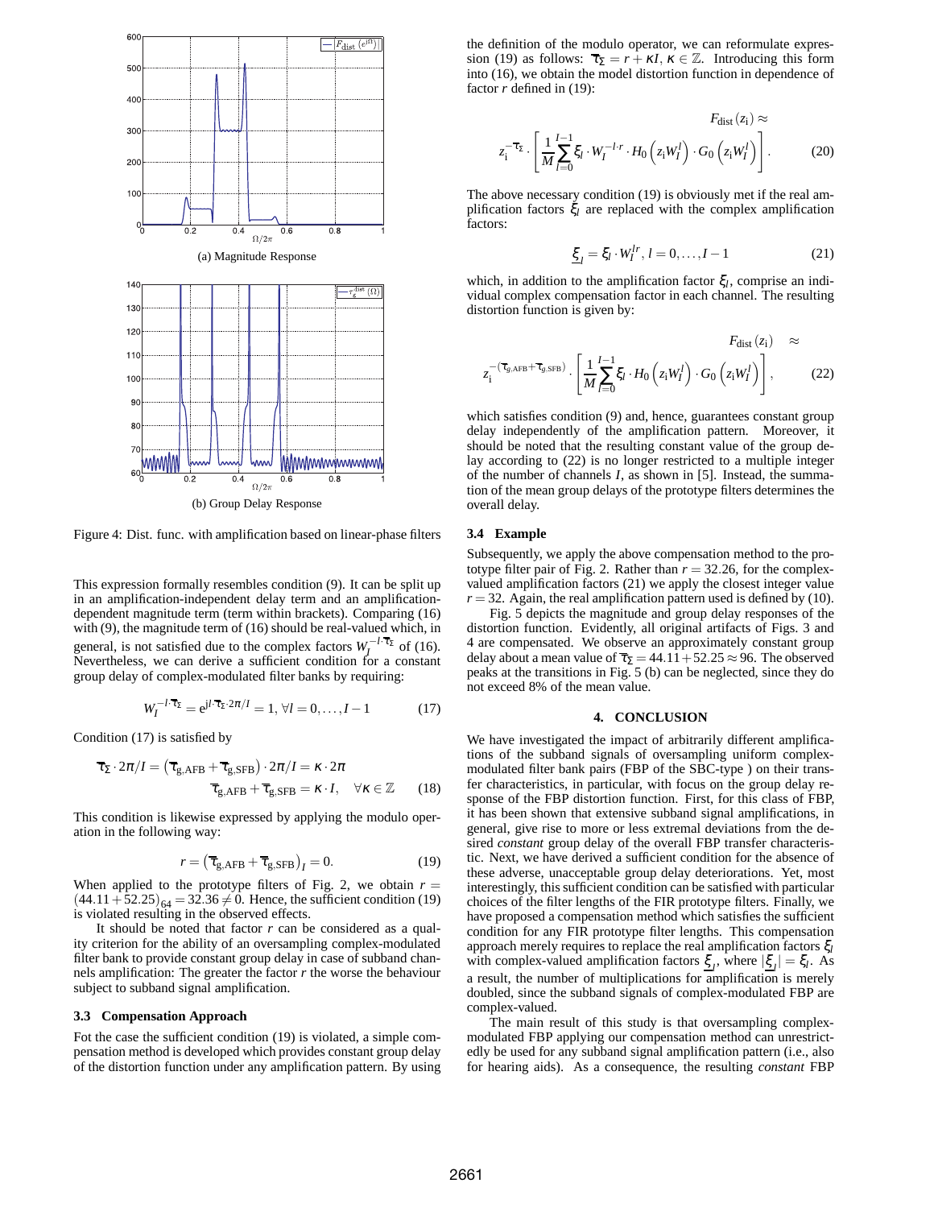(a) Magnitude Response

(b) Group Delay Response

Figure 4: Dist. func. with amplification based on linear-phase filters

This expression formally resembles condition (9). It can be split up in an amplification-independent delay term and an amplification-dependent magnitude term (term within brackets). Comparing (16) with (9), the magnitude term of (16) should be real-valued which, in general, is not satisfied due to the complex factors $W_I^{-l\cdot\overline{\tau}_\Sigma}$ of (16). Nevertheless, we can derive a sufficient condition for a constant group delay of complex-modulated filter banks by requiring:

$$W_I^{-l\cdot\overline{\tau}_\Sigma} = e^{jl\cdot\overline{\tau}_\Sigma\cdot 2\pi/I} = 1,\ \forall l = 0,\ldots,I-1 \qquad (17)$$

Condition (17) is satisfied by

$$\overline{\tau}_\Sigma \cdot 2\pi/I = \left(\overline{\tau}_{g,\mathrm{AFB}} + \overline{\tau}_{g,\mathrm{SFB}}\right)\cdot 2\pi/I = \kappa\cdot 2\pi$$
$$\overline{\tau}_{g,\mathrm{AFB}} + \overline{\tau}_{g,\mathrm{SFB}} = \kappa\cdot I, \quad \forall\kappa\in\mathbb{Z} \qquad (18)$$

This condition is likewise expressed by applying the modulo operation in the following way:

$$r = \left(\overline{\tau}_{g,\mathrm{AFB}} + \overline{\tau}_{g,\mathrm{SFB}}\right)_I = 0. \qquad (19)$$

When applied to the prototype filters of Fig. 2, we obtain $r = (44.11 + 52.25)_{64} = 32.36 \neq 0$. Hence, the sufficient condition (19) is violated resulting in the observed effects.

It should be considered that factor $r$ can be considered as a quality criterion for the ability of an oversampling complex-modulated filter bank to provide constant group delay in case of subband channels amplification: The greater the factor $r$ the worse the behaviour subject to subband signal amplification.

### 3.3 Compensation Approach

Fot the case the sufficient condition (19) is violated, a simple compensation method is developed which provides constant group delay of the distortion function under any amplification pattern. By using the definition of the modulo operator, we can reformulate expression (19) as follows: $\overline{\tau}_\Sigma = r + \kappa I$, $\kappa\in\mathbb{Z}$. Introducing this form into (16), we obtain the model distortion function in dependence of factor $r$ defined in (19):

$$F_{\mathrm{dist}}(z_i) \approx z_i^{-\overline{\tau}_\Sigma}\cdot\left[\frac{1}{M}\sum_{l=0}^{I-1}\xi_l\cdot W_I^{-l\cdot r}\cdot H_0\left(z_i W_I^l\right)\cdot G_0\left(z_i W_I^l\right)\right]. \qquad (20)$$

The above necessary condition (19) is obviously met if the real amplification factors $\xi_l$ are replaced with the complex amplification factors:

$$\underline{\xi}_l = \xi_l\cdot W_I^{lr},\ l = 0,\ldots,I-1 \qquad (21)$$

which, in addition to the amplification factor $\xi_l$, comprise an individual complex compensation factor in each channel. The resulting distortion function is given by:

$$F_{\mathrm{dist}}(z_i) \approx z_i^{-(\overline{\tau}_{g,\mathrm{AFB}}+\overline{\tau}_{g,\mathrm{SFB}})}\cdot\left[\frac{1}{M}\sum_{l=0}^{I-1}\xi_l\cdot H_0\left(z_i W_I^l\right)\cdot G_0\left(z_i W_I^l\right)\right], \qquad (22)$$

which satisfies condition (9) and, hence, guarantees constant group delay independently of the amplification pattern. Moreover, it should be noted that the resulting constant value of the group delay according to (22) is no longer restricted to a multiple integer of the number of channels $I$, as shown in [5]. Instead, the summation of the mean group delays of the prototype filters determines the overall delay.

### 3.4 Example

Subsequently, we apply the above compensation method to the prototype filter pair of Fig. 2. Rather than $r = 32.26$, for the complex-valued amplification factors (21) we apply the closest integer value $r = 32$. Again, the real amplification pattern used is defined by (10).

Fig. 5 depicts the magnitude and group delay responses of the distortion function. Evidently, all original artifacts of Figs. 3 and 4 are compensated. We observe an approximately constant group delay about a mean value of $\overline{\tau}_\Sigma = 44.11 + 52.25 \approx 96$. The observed peaks at the transitions in Fig. 5 (b) can be neglected, since they do not exceed 8% of the mean value.

## 4. CONCLUSION

We have investigated the impact of arbitrarily different amplifications of the subband signals of oversampling uniform complex-modulated filter bank pairs (FBP of the SBC-type ) on their transfer characteristics, in particular, with focus on the group delay response of the FBP distortion function. First, for this class of FBP, it has been shown that extensive subband signal amplifications, in general, give rise to more or less extremal deviations from the desired *constant* group delay of the overall FBP transfer characteristic. Next, we have derived a sufficient condition for the absence of these adverse, unacceptable group delay deteriorations. Yet, most interestingly, this sufficient condition can be satisfied with particular choices of the filter lengths of the FIR prototype filters. Finally, we have proposed a compensation method which satisfies the sufficient condition for any FIR prototype filter lengths. This compensation approach merely requires to replace the real amplification factors $\xi_l$ with complex-valued amplification factors $\underline{\xi}_l$, where $|\underline{\xi}_l| = \xi_l$. As a result, the number of multiplications for amplification is merely doubled, since the subband signals of complex-modulated FBP are complex-valued.

The main result of this study is that oversampling complex-modulated FBP applying our compensation method can unrestrictedly be used for any subband signal amplification pattern (i.e., also for hearing aids). As a consequence, the resulting *constant* FBP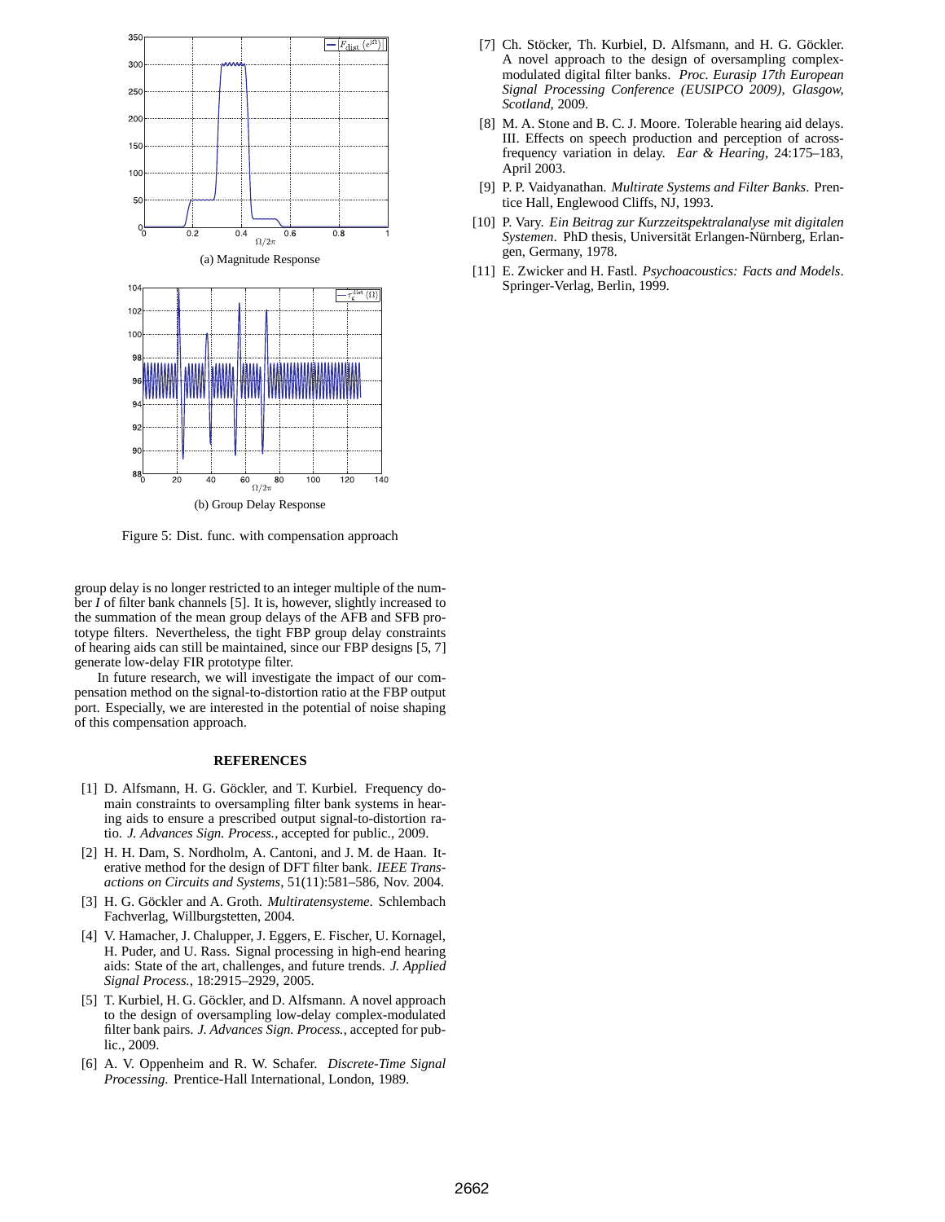350

300

250

200

150

100

50

0

0 0.2 0.4 0.6 0.8 1

$\Omega/2\pi$

$|F_{\text{dist}}(e^{j\Omega})|$

(a) Magnitude Response

104

102

100

98

96

94

92

90

88

0 20 40 60 80 100 120 140

$\Omega/2\pi$

$\tau_g^{\text{dist}}(\Omega)$

(b) Group Delay Response

Figure 5: Dist. func. with compensation approach

group delay is no longer restricted to an integer multiple of the number $I$ of filter bank channels [5]. It is, however, slightly increased to the summation of the mean group delays of the AFB and SFB prototype filters. Nevertheless, the tight FBP group delay constraints of hearing aids can still be maintained, since our FBP designs [5, 7] generate low-delay FIR prototype filter.

In future research, we will investigate the impact of our compensation method on the signal-to-distortion ratio at the FBP output port. Especially, we are interested in the potential of noise shaping of this compensation approach.

## REFERENCES

[1] D. Alfsmann, H. G. Göckler, and T. Kurbiel. Frequency domain constraints to oversampling filter bank systems in hearing aids to ensure a prescribed output signal-to-distortion ratio. *J. Advances Sign. Process.*, accepted for public., 2009.

[2] H. H. Dam, S. Nordholm, A. Cantoni, and J. M. de Haan. Iterative method for the design of DFT filter bank. *IEEE Transactions on Circuits and Systems*, 51(11):581–586, Nov. 2004.

[3] H. G. Göckler and A. Groth. *Multiratensysteme*. Schlembach Fachverlag, Willburgstetten, 2004.

[4] V. Hamacher, J. Chalupper, J. Eggers, E. Fischer, U. Kornagel, H. Puder, and U. Rass. Signal processing in high-end hearing aids: State of the art, challenges, and future trends. *J. Applied Signal Process.*, 18:2915–2929, 2005.

[5] T. Kurbiel, H. G. Göckler, and D. Alfsmann. A novel approach to the design of oversampling low-delay complex-modulated filter bank pairs. *J. Advances Sign. Process.*, accepted for public., 2009.

[6] A. V. Oppenheim and R. W. Schafer. *Discrete-Time Signal Processing*. Prentice-Hall International, London, 1989.

[7] Ch. Stöcker, Th. Kurbiel, D. Alfsmann, and H. G. Göckler. A novel approach to the design of oversampling complex-modulated digital filter banks. *Proc. Eurasip 17th European Signal Processing Conference (EUSIPCO 2009), Glasgow, Scotland*, 2009.

[8] M. A. Stone and B. C. J. Moore. Tolerable hearing aid delays. III. Effects on speech production and perception of across-frequency variation in delay. *Ear & Hearing*, 24:175–183, April 2003.

[9] P. P. Vaidyanathan. *Multirate Systems and Filter Banks*. Prentice Hall, Englewood Cliffs, NJ, 1993.

[10] P. Vary. *Ein Beitrag zur Kurzzeitspektralanalyse mit digitalen Systemen*. PhD thesis, Universität Erlangen-Nürnberg, Erlangen, Germany, 1978.

[11] E. Zwicker and H. Fastl. *Psychoacoustics: Facts and Models*. Springer-Verlag, Berlin, 1999.